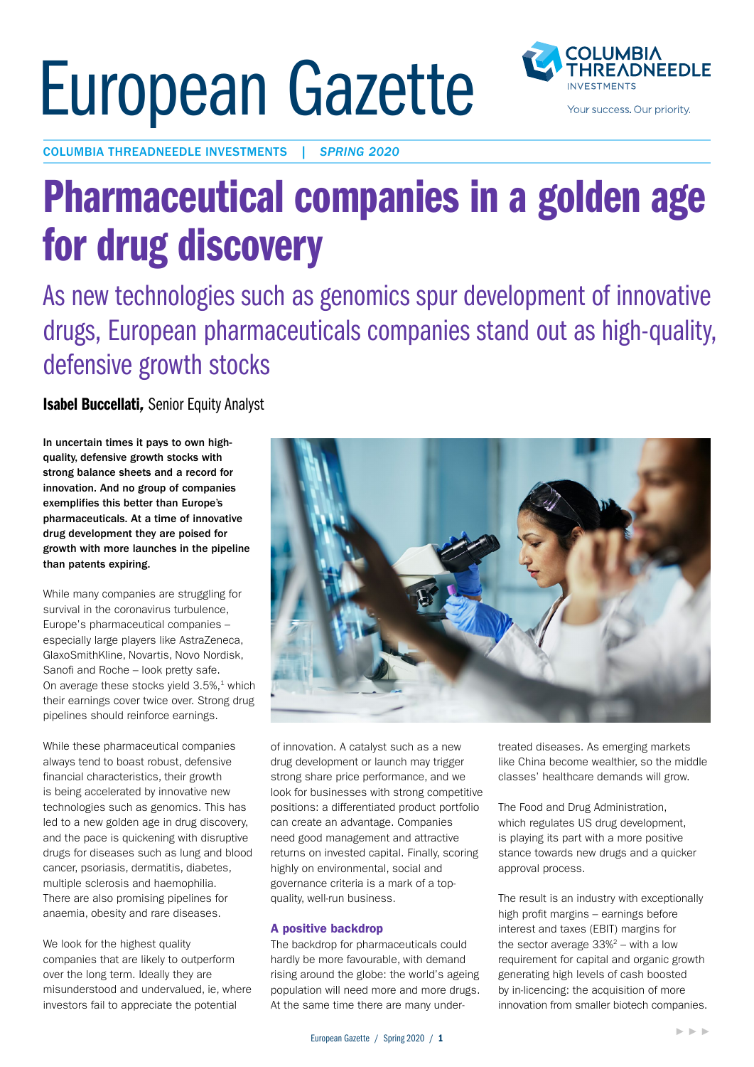# European Gazette

COLUMBIA THREADNEEDLE INVESTMENTS | *SPRING 2020*

# Pharmaceutical companies in a golden age for drug discovery

## As new technologies such as genomics spur development of innovative drugs, European pharmaceuticals companies stand out as high-quality, defensive growth stocks

**Isabel Buccellati,** Senior Equity Analyst

**In uncertain times it pays to own high-quality, defensive growth stocks with strong balance sheets and a record for innovation. And no group of companies exemplifies this better than Europe's pharmaceuticals. At a time of innovative drug development they are poised for growth with more launches in the pipeline than patents expiring.**

While many companies are struggling for survival in the coronavirus turbulence, Europe's pharmaceutical companies – especially large players like AstraZeneca, GlaxoSmithKline, Novartis, Novo Nordisk, Sanofi and Roche – look pretty safe. On average these stocks yield 3.5%,[1] which their earnings cover twice over. Strong drug pipelines should reinforce earnings.

While these pharmaceutical companies always tend to boast robust, defensive financial characteristics, their growth is being accelerated by innovative new technologies such as genomics. This has led to a new golden age in drug discovery, and the pace is quickening with disruptive drugs for diseases such as lung and blood cancer, psoriasis, dermatitis, diabetes, multiple sclerosis and haemophilia. There are also promising pipelines for anaemia, obesity and rare diseases.

We look for the highest quality companies that are likely to outperform over the long term. Ideally they are misunderstood and undervalued, ie, where investors fail to appreciate the potential of innovation. A catalyst such as a new drug development or launch may trigger strong share price performance, and we look for businesses with strong competitive positions: a differentiated product portfolio can create an advantage. Companies need good management and attractive returns on invested capital. Finally, scoring highly on environmental, social and governance criteria is a mark of a top-quality, well-run business.

### A positive backdrop

The backdrop for pharmaceuticals could hardly be more favourable, with demand rising around the globe: the world's ageing population will need more and more drugs. At the same time there are many under-treated diseases. As emerging markets like China become wealthier, so the middle classes' healthcare demands will grow.

The Food and Drug Administration, which regulates US drug development, is playing its part with a more positive stance towards new drugs and a quicker approval process.

The result is an industry with exceptionally high profit margins – earnings before interest and taxes (EBIT) margins for the sector average 33%[2] – with a low requirement for capital and organic growth generating high levels of cash boosted by in-licencing: the acquisition of more innovation from smaller biotech companies.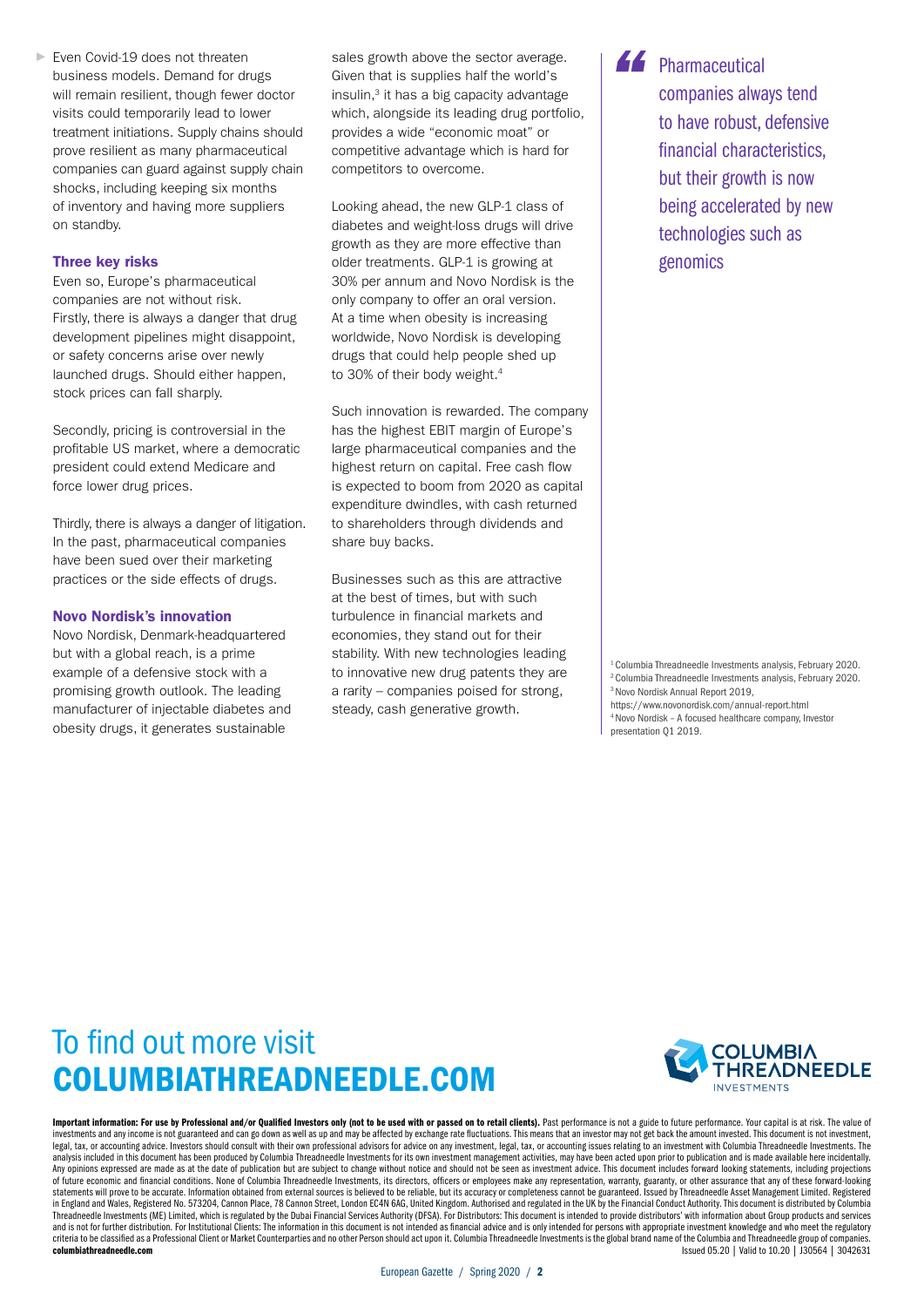Even Covid-19 does not threaten business models. Demand for drugs will remain resilient, though fewer doctor visits could temporarily lead to lower treatment initiations. Supply chains should prove resilient as many pharmaceutical companies can guard against supply chain shocks, including keeping six months of inventory and having more suppliers on standby.

### Three key risks

Even so, Europe's pharmaceutical companies are not without risk. Firstly, there is always a danger that drug development pipelines might disappoint, or safety concerns arise over newly launched drugs. Should either happen, stock prices can fall sharply.

Secondly, pricing is controversial in the profitable US market, where a democratic president could extend Medicare and force lower drug prices.

Thirdly, there is always a danger of litigation. In the past, pharmaceutical companies have been sued over their marketing practices or the side effects of drugs.

### Novo Nordisk's innovation

Novo Nordisk, Denmark-headquartered but with a global reach, is a prime example of a defensive stock with a promising growth outlook. The leading manufacturer of injectable diabetes and obesity drugs, it generates sustainable sales growth above the sector average. Given that is supplies half the world's insulin,[3] it has a big capacity advantage which, alongside its leading drug portfolio, provides a wide "economic moat" or competitive advantage which is hard for competitors to overcome.

Looking ahead, the new GLP-1 class of diabetes and weight-loss drugs will drive growth as they are more effective than older treatments. GLP-1 is growing at 30% per annum and Novo Nordisk is the only company to offer an oral version. At a time when obesity is increasing worldwide, Novo Nordisk is developing drugs that could help people shed up to 30% of their body weight.[4]

Such innovation is rewarded. The company has the highest EBIT margin of Europe's large pharmaceutical companies and the highest return on capital. Free cash flow is expected to boom from 2020 as capital expenditure dwindles, with cash returned to shareholders through dividends and share buy backs.

Businesses such as this are attractive at the best of times, but with such turbulence in financial markets and economies, they stand out for their stability. With new technologies leading to innovative new drug patents they are a rarity – companies poised for strong, steady, cash generative growth.

> "Pharmaceutical companies always tend to have robust, defensive financial characteristics, but their growth is now being accelerated by new technologies such as genomics

[1] Columbia Threadneedle Investments analysis, February 2020.
[2] Columbia Threadneedle Investments analysis, February 2020.
[3] Novo Nordisk Annual Report 2019, https://www.novonordisk.com/annual-report.html
[4] Novo Nordisk – A focused healthcare company, Investor presentation Q1 2019.

## To find out more visit **COLUMBIATHREADNEEDLE.COM**

COLUMBIA THREADNEEDLE INVESTMENTS

**Important information: For use by Professional and/or Qualified Investors only (not to be used with or passed on to retail clients).** Past performance is not a guide to future performance. Your capital is at risk. The value of investments and any income is not guaranteed and can go down as well as up and may be affected by exchange rate fluctuations. This means that an investor may not get back the amount invested. This document is not investment, legal, tax, or accounting advice. Investors should consult with their own professional advisors for advice on any investment, legal, tax, or accounting issues relating to an investment with Columbia Threadneedle Investments. The analysis included in this document has been produced by Columbia Threadneedle Investments for its own investment management activities, may have been acted upon prior to publication and is made available here incidentally. Any opinions expressed are made as at the date of publication but are subject to change without notice and should not be seen as investment advice. This document includes forward looking statements, including projections of future economic and financial conditions. None of Columbia Threadneedle Investments, its directors, officers or employees make any representation, warranty, guaranty, or other assurance that any of these forward-looking statements will prove to be accurate. Information obtained from external sources is believed to be reliable, but its accuracy or completeness cannot be guaranteed. Issued by Threadneedle Asset Management Limited. Registered in England and Wales, Registered No. 573204, Cannon Place, 78 Cannon Street, London EC4N 6AG, United Kingdom. Authorised and regulated in the UK by the Financial Conduct Authority. This document is distributed by Columbia Threadneedle Investments (ME) Limited, which is regulated by the Dubai Financial Services Authority (DFSA). For Distributors: This document is intended to provide distributors' with information about Group products and services and is not for further distribution. For Institutional Clients: The information in this document is not intended as financial advice and is only intended for persons with appropriate investment knowledge and who meet the regulatory criteria to be classified as a Professional Client or Market Counterparties and no other Person should act upon it. Columbia Threadneedle Investments is the global brand name of the Columbia and Threadneedle group of companies.
**columbiathreadneedle.com**

Issued 05.20 | Valid to 10.20 | J30564 | 3042631